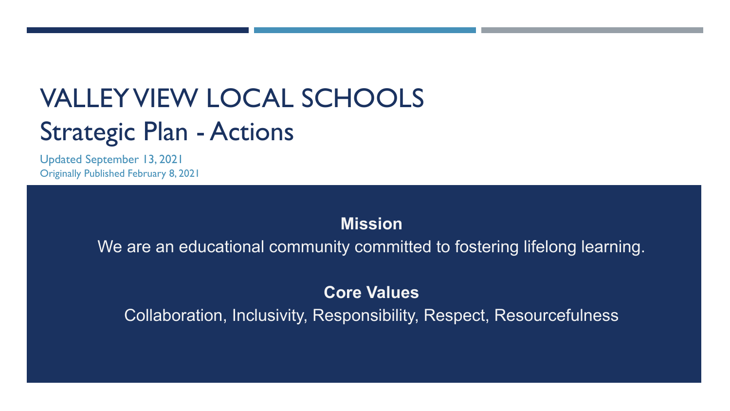# VALLEY VIEW LOCAL SCHOOLS

## Strategic Plan - Actions

Updated September 13, 2021

Originally Published February 8, 2021

**Mission**

We are an educational community committed to fostering lifelong learning.

**Core Values**

Collaboration, Inclusivity, Responsibility, Respect, Resourcefulness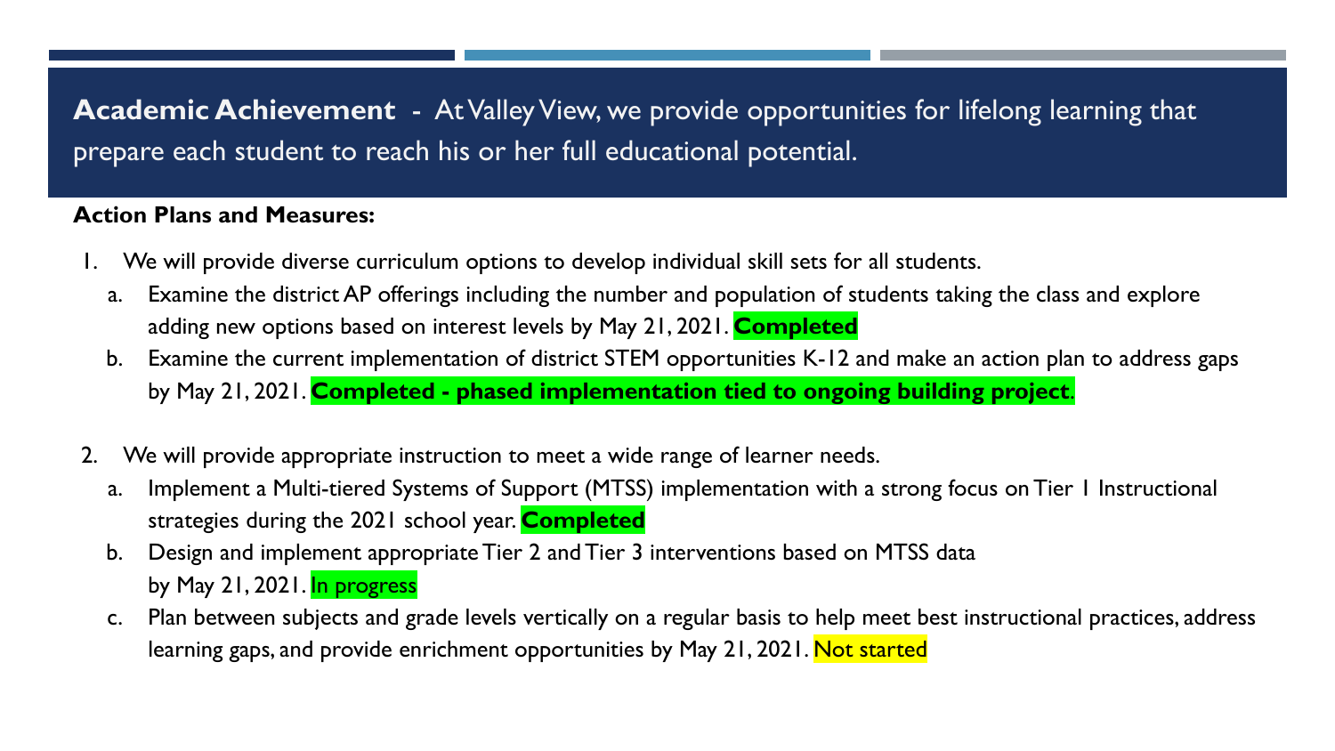## **Academic Achievement** - At Valley View, we provide opportunities for lifelong learning that prepare each student to reach his or her full educational potential.

**Action Plans and Measures:**

1. We will provide diverse curriculum options to develop individual skill sets for all students.
   a. Examine the district AP offerings including the number and population of students taking the class and explore adding new options based on interest levels by May 21, 2021. **Completed**
   b. Examine the current implementation of district STEM opportunities K-12 and make an action plan to address gaps by May 21, 2021. **Completed - phased implementation tied to ongoing building project**.

2. We will provide appropriate instruction to meet a wide range of learner needs.
   a. Implement a Multi-tiered Systems of Support (MTSS) implementation with a strong focus on Tier 1 Instructional strategies during the 2021 school year. **Completed**
   b. Design and implement appropriate Tier 2 and Tier 3 interventions based on MTSS data by May 21, 2021. In progress
   c. Plan between subjects and grade levels vertically on a regular basis to help meet best instructional practices, address learning gaps, and provide enrichment opportunities by May 21, 2021. Not started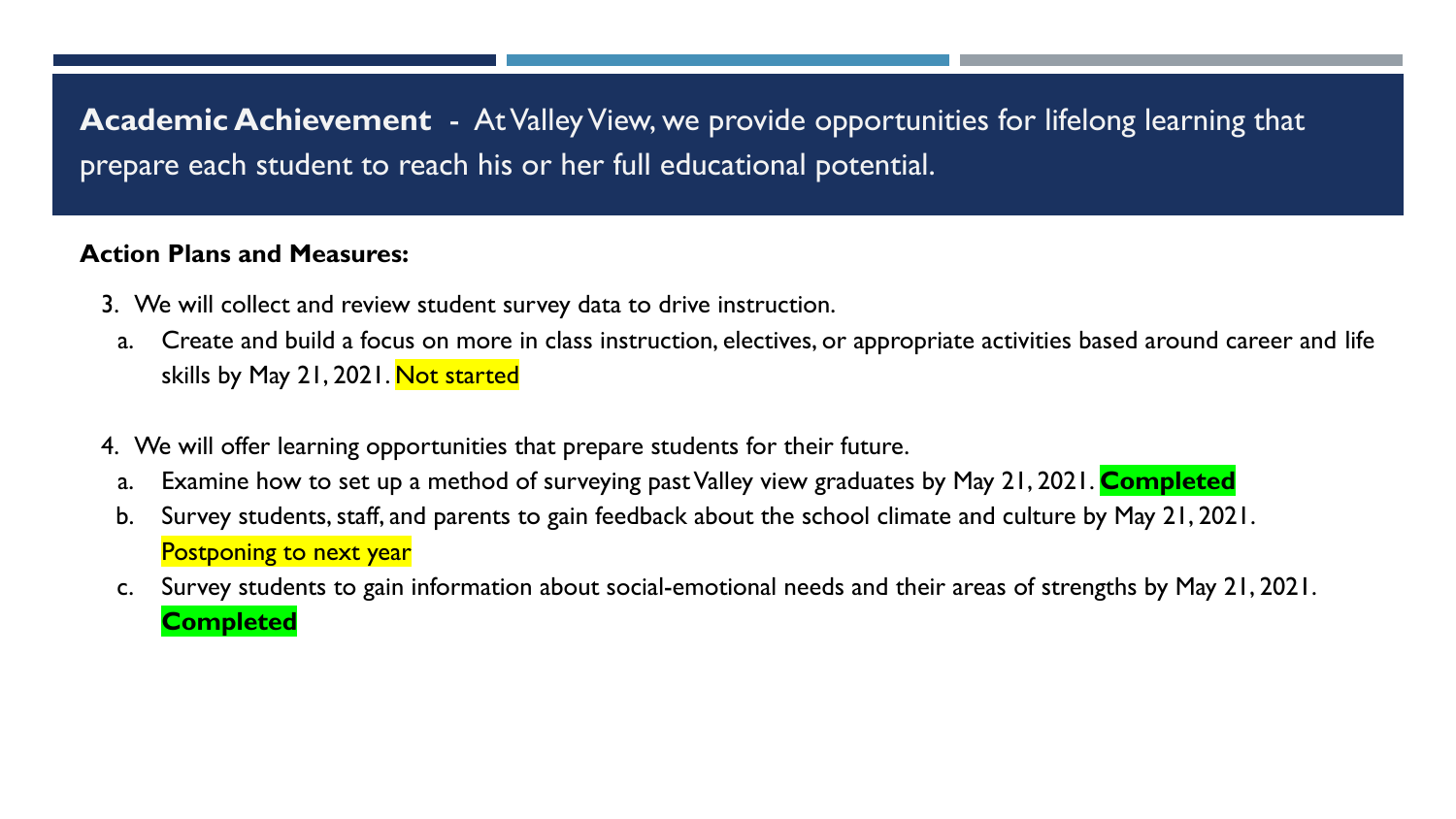**Academic Achievement** - At Valley View, we provide opportunities for lifelong learning that prepare each student to reach his or her full educational potential.

**Action Plans and Measures:**

3. We will collect and review student survey data to drive instruction.
   a. Create and build a focus on more in class instruction, electives, or appropriate activities based around career and life skills by May 21, 2021. Not started

4. We will offer learning opportunities that prepare students for their future.
   a. Examine how to set up a method of surveying past Valley view graduates by May 21, 2021. **Completed**
   b. Survey students, staff, and parents to gain feedback about the school climate and culture by May 21, 2021. Postponing to next year
   c. Survey students to gain information about social-emotional needs and their areas of strengths by May 21, 2021. **Completed**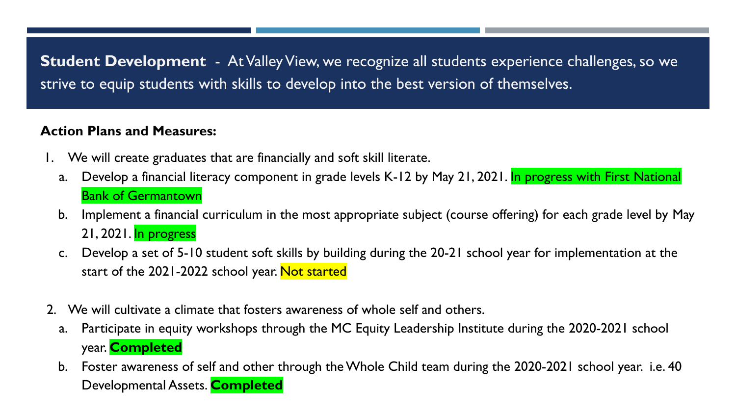**Student Development** - At Valley View, we recognize all students experience challenges, so we strive to equip students with skills to develop into the best version of themselves.

**Action Plans and Measures:**

1. We will create graduates that are financially and soft skill literate.
   a. Develop a financial literacy component in grade levels K-12 by May 21, 2021. In progress with First National Bank of Germantown
   b. Implement a financial curriculum in the most appropriate subject (course offering) for each grade level by May 21, 2021. In progress
   c. Develop a set of 5-10 student soft skills by building during the 20-21 school year for implementation at the start of the 2021-2022 school year. Not started

2. We will cultivate a climate that fosters awareness of whole self and others.
   a. Participate in equity workshops through the MC Equity Leadership Institute during the 2020-2021 school year. **Completed**
   b. Foster awareness of self and other through the Whole Child team during the 2020-2021 school year. i.e. 40 Developmental Assets. **Completed**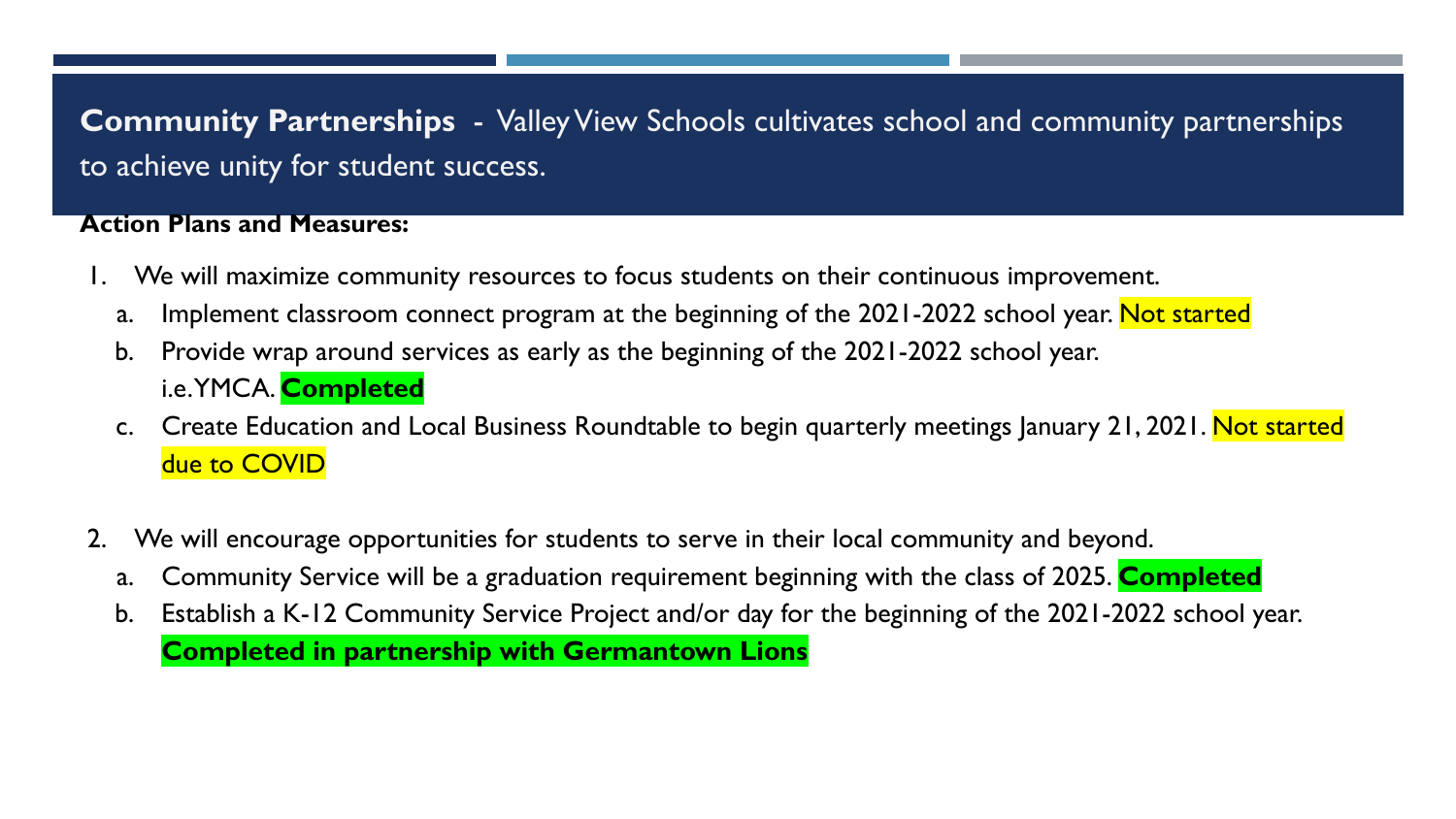**Community Partnerships** - Valley View Schools cultivates school and community partnerships to achieve unity for student success.

**Action Plans and Measures:**

1. We will maximize community resources to focus students on their continuous improvement.
   a. Implement classroom connect program at the beginning of the 2021-2022 school year. Not started
   b. Provide wrap around services as early as the beginning of the 2021-2022 school year. i.e. YMCA. **Completed**
   c. Create Education and Local Business Roundtable to begin quarterly meetings January 21, 2021. Not started due to COVID

2. We will encourage opportunities for students to serve in their local community and beyond.
   a. Community Service will be a graduation requirement beginning with the class of 2025. **Completed**
   b. Establish a K-12 Community Service Project and/or day for the beginning of the 2021-2022 school year. **Completed in partnership with Germantown Lions**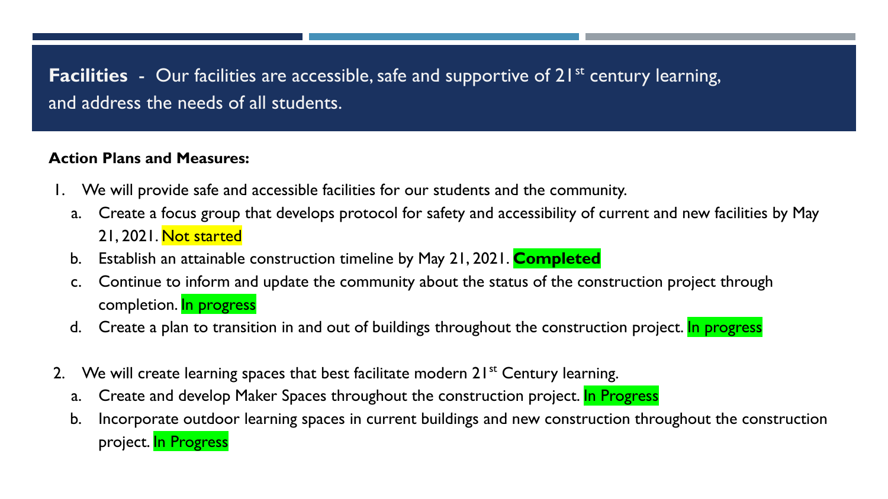## **Facilities** - Our facilities are accessible, safe and supportive of 21st century learning, and address the needs of all students.

**Action Plans and Measures:**

1. We will provide safe and accessible facilities for our students and the community.
   a. Create a focus group that develops protocol for safety and accessibility of current and new facilities by May 21, 2021. Not started
   b. Establish an attainable construction timeline by May 21, 2021. **Completed**
   c. Continue to inform and update the community about the status of the construction project through completion. In progress
   d. Create a plan to transition in and out of buildings throughout the construction project. In progress

2. We will create learning spaces that best facilitate modern 21st Century learning.
   a. Create and develop Maker Spaces throughout the construction project. In Progress
   b. Incorporate outdoor learning spaces in current buildings and new construction throughout the construction project. In Progress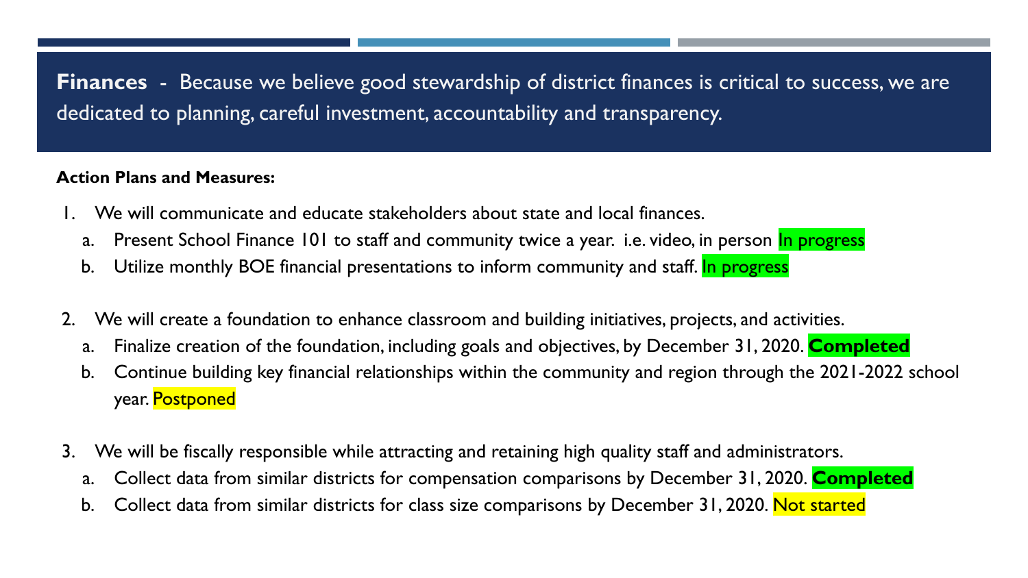**Finances** - Because we believe good stewardship of district finances is critical to success, we are dedicated to planning, careful investment, accountability and transparency.

**Action Plans and Measures:**

1. We will communicate and educate stakeholders about state and local finances.
   a. Present School Finance 101 to staff and community twice a year. i.e. video, in person In progress
   b. Utilize monthly BOE financial presentations to inform community and staff. In progress

2. We will create a foundation to enhance classroom and building initiatives, projects, and activities.
   a. Finalize creation of the foundation, including goals and objectives, by December 31, 2020. **Completed**
   b. Continue building key financial relationships within the community and region through the 2021-2022 school year. Postponed

3. We will be fiscally responsible while attracting and retaining high quality staff and administrators.
   a. Collect data from similar districts for compensation comparisons by December 31, 2020. **Completed**
   b. Collect data from similar districts for class size comparisons by December 31, 2020. Not started